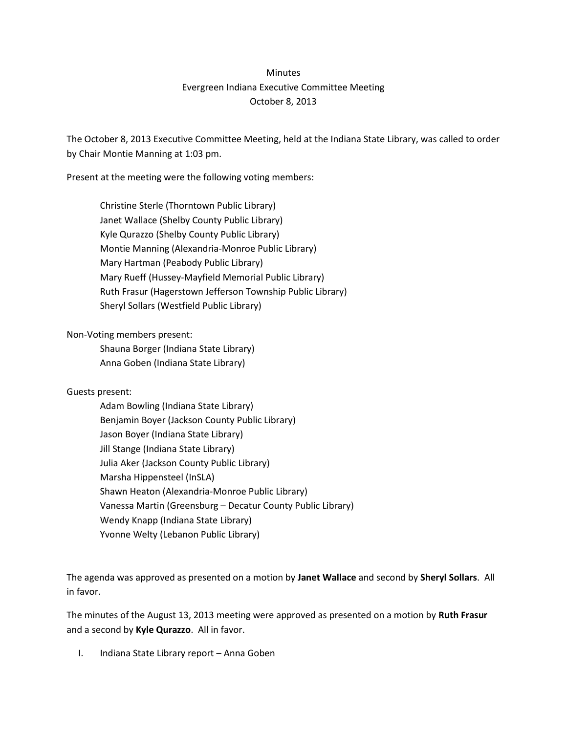Minutes

Evergreen Indiana Executive Committee Meeting

October 8, 2013

The October 8, 2013 Executive Committee Meeting, held at the Indiana State Library, was called to order by Chair Montie Manning at 1:03 pm.

Present at the meeting were the following voting members:

Christine Sterle (Thorntown Public Library)
Janet Wallace (Shelby County Public Library)
Kyle Qurazzo (Shelby County Public Library)
Montie Manning (Alexandria-Monroe Public Library)
Mary Hartman (Peabody Public Library)
Mary Rueff (Hussey-Mayfield Memorial Public Library)
Ruth Frasur (Hagerstown Jefferson Township Public Library)
Sheryl Sollars (Westfield Public Library)

Non-Voting members present:

Shauna Borger (Indiana State Library)
Anna Goben (Indiana State Library)

Guests present:

Adam Bowling (Indiana State Library)
Benjamin Boyer (Jackson County Public Library)
Jason Boyer (Indiana State Library)
Jill Stange (Indiana State Library)
Julia Aker (Jackson County Public Library)
Marsha Hippensteel (InSLA)
Shawn Heaton (Alexandria-Monroe Public Library)
Vanessa Martin (Greensburg – Decatur County Public Library)
Wendy Knapp (Indiana State Library)
Yvonne Welty (Lebanon Public Library)

The agenda was approved as presented on a motion by **Janet Wallace** and second by **Sheryl Sollars**. All in favor.

The minutes of the August 13, 2013 meeting were approved as presented on a motion by **Ruth Frasur** and a second by **Kyle Qurazzo**. All in favor.

I. Indiana State Library report – Anna Goben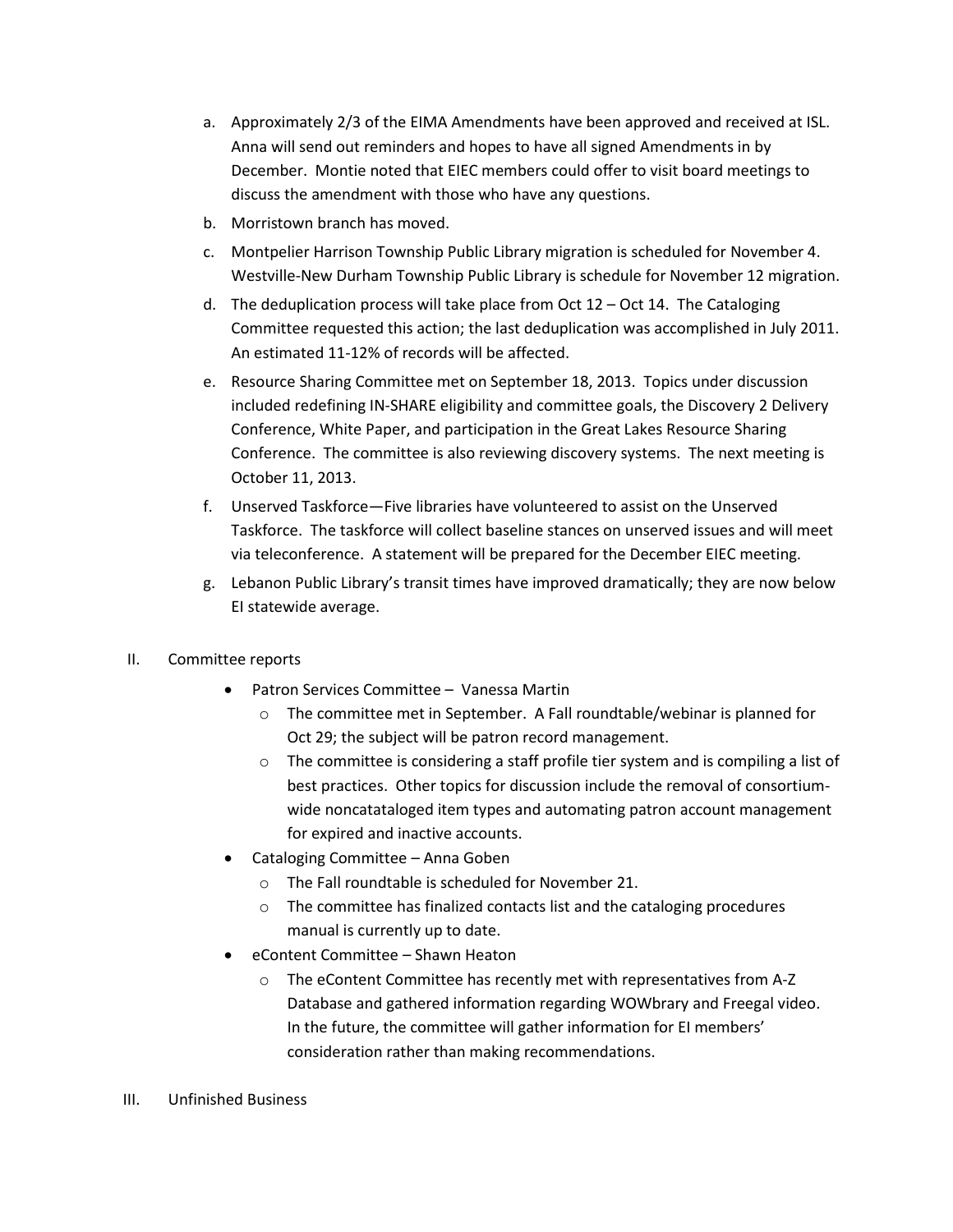a. Approximately 2/3 of the EIMA Amendments have been approved and received at ISL. Anna will send out reminders and hopes to have all signed Amendments in by December. Montie noted that EIEC members could offer to visit board meetings to discuss the amendment with those who have any questions.
b. Morristown branch has moved.
c. Montpelier Harrison Township Public Library migration is scheduled for November 4. Westville-New Durham Township Public Library is schedule for November 12 migration.
d. The deduplication process will take place from Oct 12 – Oct 14. The Cataloging Committee requested this action; the last deduplication was accomplished in July 2011. An estimated 11-12% of records will be affected.
e. Resource Sharing Committee met on September 18, 2013. Topics under discussion included redefining IN-SHARE eligibility and committee goals, the Discovery 2 Delivery Conference, White Paper, and participation in the Great Lakes Resource Sharing Conference. The committee is also reviewing discovery systems. The next meeting is October 11, 2013.
f. Unserved Taskforce—Five libraries have volunteered to assist on the Unserved Taskforce. The taskforce will collect baseline stances on unserved issues and will meet via teleconference. A statement will be prepared for the December EIEC meeting.
g. Lebanon Public Library's transit times have improved dramatically; they are now below EI statewide average.

II. Committee reports

- Patron Services Committee – Vanessa Martin
  - The committee met in September. A Fall roundtable/webinar is planned for Oct 29; the subject will be patron record management.
  - The committee is considering a staff profile tier system and is compiling a list of best practices. Other topics for discussion include the removal of consortium-wide noncatataloged item types and automating patron account management for expired and inactive accounts.
- Cataloging Committee – Anna Goben
  - The Fall roundtable is scheduled for November 21.
  - The committee has finalized contacts list and the cataloging procedures manual is currently up to date.
- eContent Committee – Shawn Heaton
  - The eContent Committee has recently met with representatives from A-Z Database and gathered information regarding WOWbrary and Freegal video. In the future, the committee will gather information for EI members' consideration rather than making recommendations.

III. Unfinished Business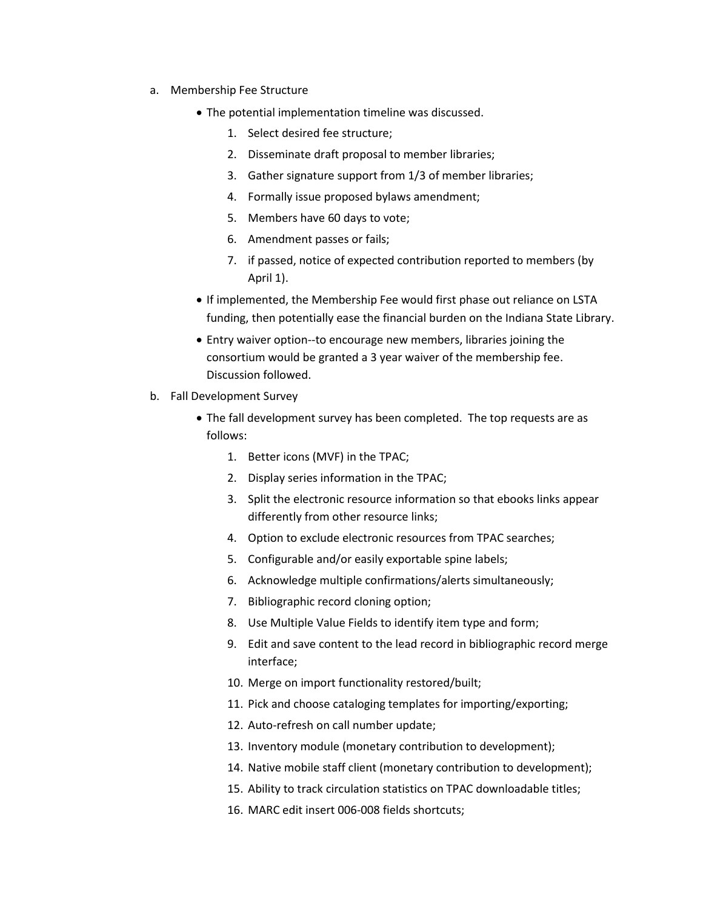a. Membership Fee Structure

    - The potential implementation timeline was discussed.
        1. Select desired fee structure;
        2. Disseminate draft proposal to member libraries;
        3. Gather signature support from 1/3 of member libraries;
        4. Formally issue proposed bylaws amendment;
        5. Members have 60 days to vote;
        6. Amendment passes or fails;
        7. if passed, notice of expected contribution reported to members (by April 1).
    - If implemented, the Membership Fee would first phase out reliance on LSTA funding, then potentially ease the financial burden on the Indiana State Library.
    - Entry waiver option--to encourage new members, libraries joining the consortium would be granted a 3 year waiver of the membership fee. Discussion followed.

b. Fall Development Survey

    - The fall development survey has been completed. The top requests are as follows:
        1. Better icons (MVF) in the TPAC;
        2. Display series information in the TPAC;
        3. Split the electronic resource information so that ebooks links appear differently from other resource links;
        4. Option to exclude electronic resources from TPAC searches;
        5. Configurable and/or easily exportable spine labels;
        6. Acknowledge multiple confirmations/alerts simultaneously;
        7. Bibliographic record cloning option;
        8. Use Multiple Value Fields to identify item type and form;
        9. Edit and save content to the lead record in bibliographic record merge interface;
        10. Merge on import functionality restored/built;
        11. Pick and choose cataloging templates for importing/exporting;
        12. Auto-refresh on call number update;
        13. Inventory module (monetary contribution to development);
        14. Native mobile staff client (monetary contribution to development);
        15. Ability to track circulation statistics on TPAC downloadable titles;
        16. MARC edit insert 006-008 fields shortcuts;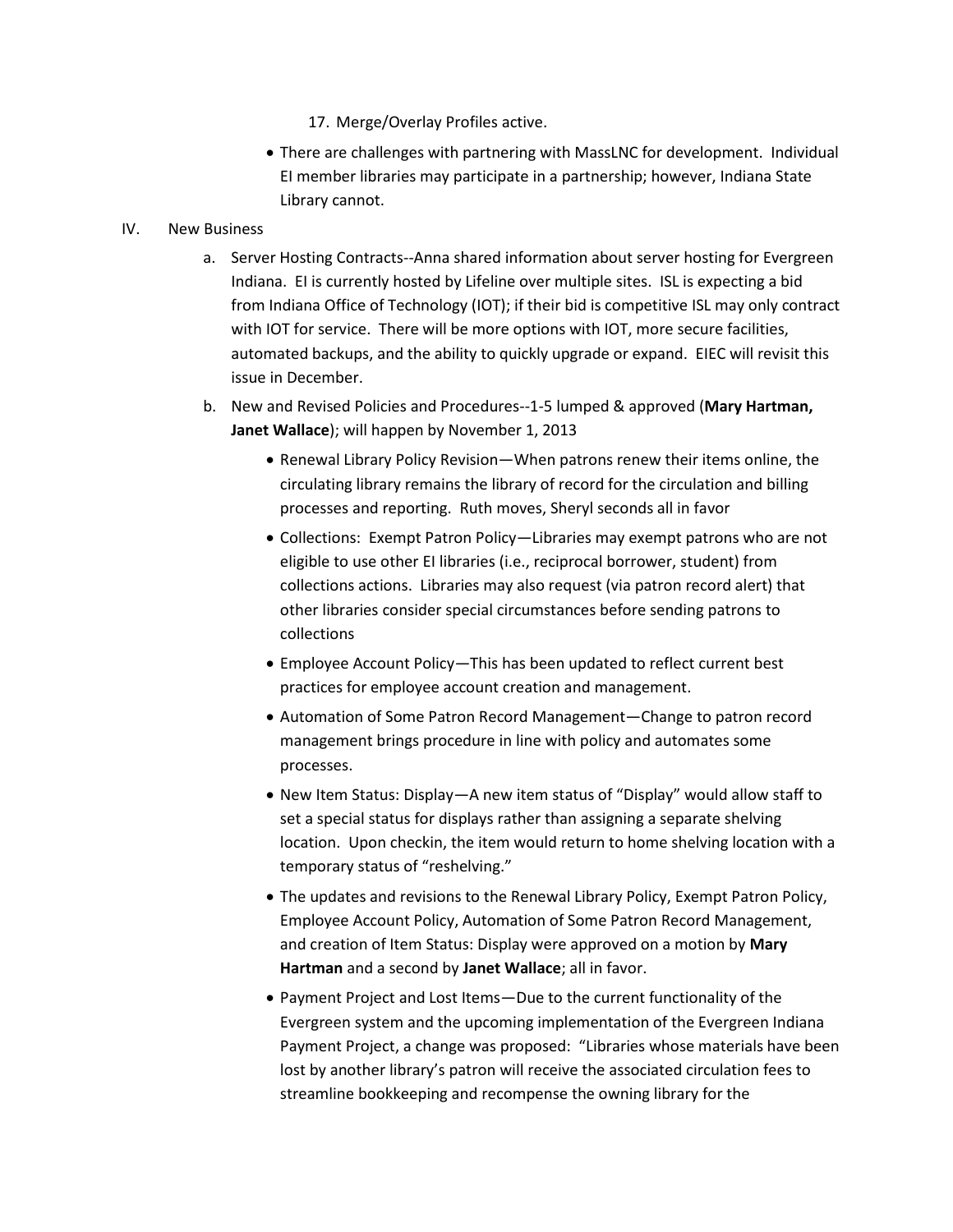17. Merge/Overlay Profiles active.

- There are challenges with partnering with MassLNC for development. Individual EI member libraries may participate in a partnership; however, Indiana State Library cannot.

IV. New Business

a. Server Hosting Contracts--Anna shared information about server hosting for Evergreen Indiana. EI is currently hosted by Lifeline over multiple sites. ISL is expecting a bid from Indiana Office of Technology (IOT); if their bid is competitive ISL may only contract with IOT for service. There will be more options with IOT, more secure facilities, automated backups, and the ability to quickly upgrade or expand. EIEC will revisit this issue in December.

b. New and Revised Policies and Procedures--1-5 lumped & approved (**Mary Hartman, Janet Wallace**); will happen by November 1, 2013

- Renewal Library Policy Revision—When patrons renew their items online, the circulating library remains the library of record for the circulation and billing processes and reporting. Ruth moves, Sheryl seconds all in favor
- Collections: Exempt Patron Policy—Libraries may exempt patrons who are not eligible to use other EI libraries (i.e., reciprocal borrower, student) from collections actions. Libraries may also request (via patron record alert) that other libraries consider special circumstances before sending patrons to collections
- Employee Account Policy—This has been updated to reflect current best practices for employee account creation and management.
- Automation of Some Patron Record Management—Change to patron record management brings procedure in line with policy and automates some processes.
- New Item Status: Display—A new item status of "Display" would allow staff to set a special status for displays rather than assigning a separate shelving location. Upon checkin, the item would return to home shelving location with a temporary status of "reshelving."
- The updates and revisions to the Renewal Library Policy, Exempt Patron Policy, Employee Account Policy, Automation of Some Patron Record Management, and creation of Item Status: Display were approved on a motion by **Mary Hartman** and a second by **Janet Wallace**; all in favor.
- Payment Project and Lost Items—Due to the current functionality of the Evergreen system and the upcoming implementation of the Evergreen Indiana Payment Project, a change was proposed: "Libraries whose materials have been lost by another library's patron will receive the associated circulation fees to streamline bookkeeping and recompense the owning library for the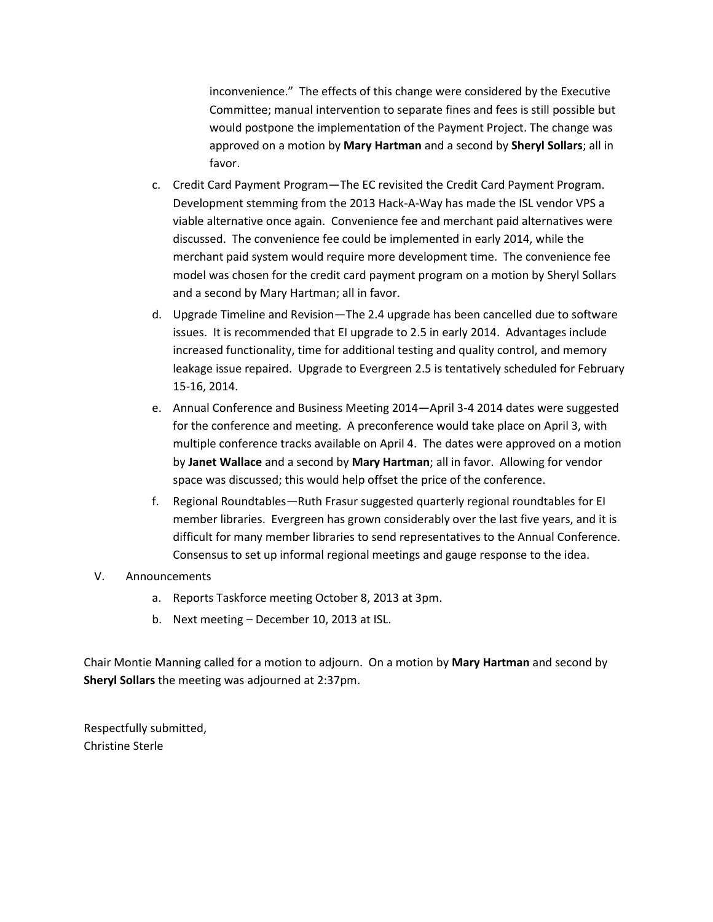inconvenience." The effects of this change were considered by the Executive Committee; manual intervention to separate fines and fees is still possible but would postpone the implementation of the Payment Project. The change was approved on a motion by **Mary Hartman** and a second by **Sheryl Sollars**; all in favor.

c. Credit Card Payment Program—The EC revisited the Credit Card Payment Program. Development stemming from the 2013 Hack-A-Way has made the ISL vendor VPS a viable alternative once again. Convenience fee and merchant paid alternatives were discussed. The convenience fee could be implemented in early 2014, while the merchant paid system would require more development time. The convenience fee model was chosen for the credit card payment program on a motion by Sheryl Sollars and a second by Mary Hartman; all in favor.

d. Upgrade Timeline and Revision—The 2.4 upgrade has been cancelled due to software issues. It is recommended that EI upgrade to 2.5 in early 2014. Advantages include increased functionality, time for additional testing and quality control, and memory leakage issue repaired. Upgrade to Evergreen 2.5 is tentatively scheduled for February 15-16, 2014.

e. Annual Conference and Business Meeting 2014—April 3-4 2014 dates were suggested for the conference and meeting. A preconference would take place on April 3, with multiple conference tracks available on April 4. The dates were approved on a motion by **Janet Wallace** and a second by **Mary Hartman**; all in favor. Allowing for vendor space was discussed; this would help offset the price of the conference.

f. Regional Roundtables—Ruth Frasur suggested quarterly regional roundtables for EI member libraries. Evergreen has grown considerably over the last five years, and it is difficult for many member libraries to send representatives to the Annual Conference. Consensus to set up informal regional meetings and gauge response to the idea.

V. Announcements

a. Reports Taskforce meeting October 8, 2013 at 3pm.
b. Next meeting – December 10, 2013 at ISL.

Chair Montie Manning called for a motion to adjourn. On a motion by **Mary Hartman** and second by **Sheryl Sollars** the meeting was adjourned at 2:37pm.

Respectfully submitted,
Christine Sterle